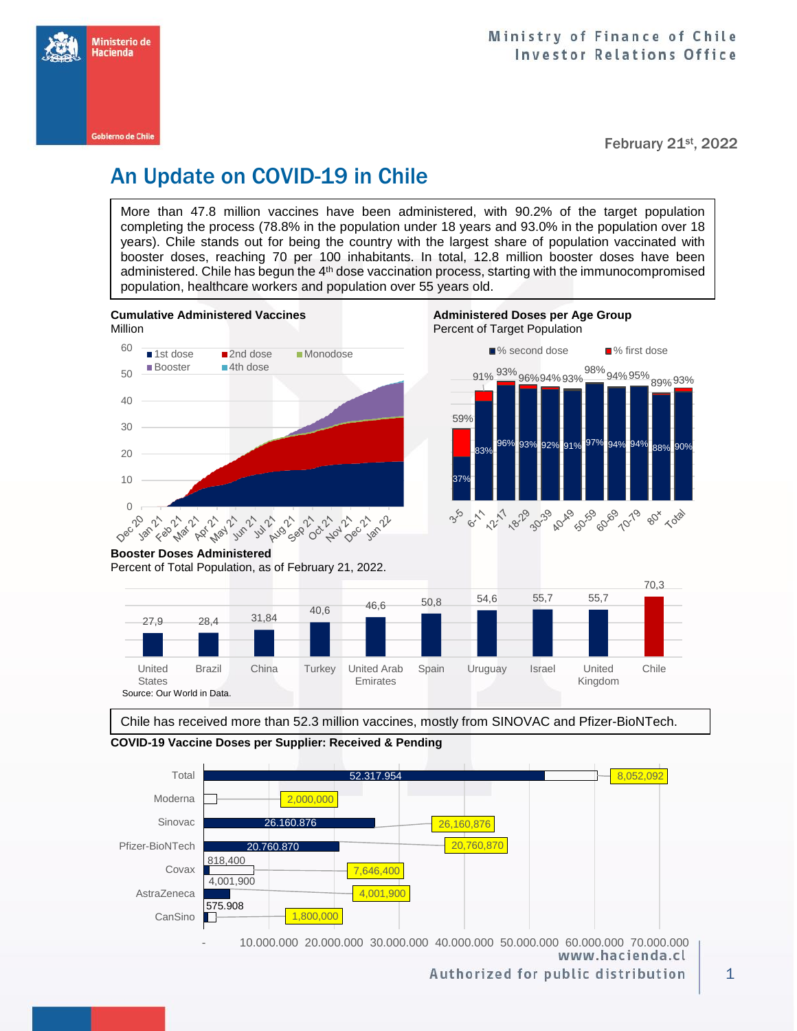Ministry of Finance of Chile
Investor Relations Office

February 21st, 2022

# An Update on COVID-19 in Chile

More than 47.8 million vaccines have been administered, with 90.2% of the target population completing the process (78.8% in the population under 18 years and 93.0% in the population over 18 years). Chile stands out for being the country with the largest share of population vaccinated with booster doses, reaching 70 per 100 inhabitants. In total, 12.8 million booster doses have been administered. Chile has begun the 4th dose vaccination process, starting with the immunocompromised population, healthcare workers and population over 55 years old.

**Cumulative Administered Vaccines**
Million

**Administered Doses per Age Group**
Percent of Target Population

| Age group | % second dose | Total (incl. % first dose) |
|---|---|---|
| 3-5 | 37% | 59% |
| 6-11 | 83% | 91% |
| 12-17 | 96% | 93% |
| 18-29 | 93% | 96% |
| 30-39 | 92% | 94% |
| 40-49 | 91% | 93% |
| 50-59 | 97% | 98% |
| 60-69 | 94% | 94% |
| 70-79 | 94% | 95% |
| 80+ | 88% | 89% |
| Total | 90% | 93% |

**Booster Doses Administered**
Percent of Total Population, as of February 21, 2022.

| Country | Value |
|---|---|
| United States | 27,9 |
| Brazil | 28,4 |
| China | 31,84 |
| Turkey | 40,6 |
| United Arab Emirates | 46,6 |
| Spain | 50,8 |
| Uruguay | 54,6 |
| Israel | 55,7 |
| United Kingdom | 55,7 |
| Chile | 70,3 |

Source: Our World in Data.

Chile has received more than 52.3 million vaccines, mostly from SINOVAC and Pfizer-BioNTech.

**COVID-19 Vaccine Doses per Supplier: Received & Pending**

| Supplier | Received | Total |
|---|---|---|
| Total | 52.317.954 | 8,052,092 |
| Moderna | | 2,000,000 |
| Sinovac | 26.160.876 | 26,160,876 |
| Pfizer-BioNTech | 20.760.870 | 20,760,870 |
| Covax | 818,400 | 7,646,400 |
| AstraZeneca | 4,001,900 | 4,001,900 |
| CanSino | 575.908 | 1,800,000 |

www.hacienda.cl
Authorized for public distribution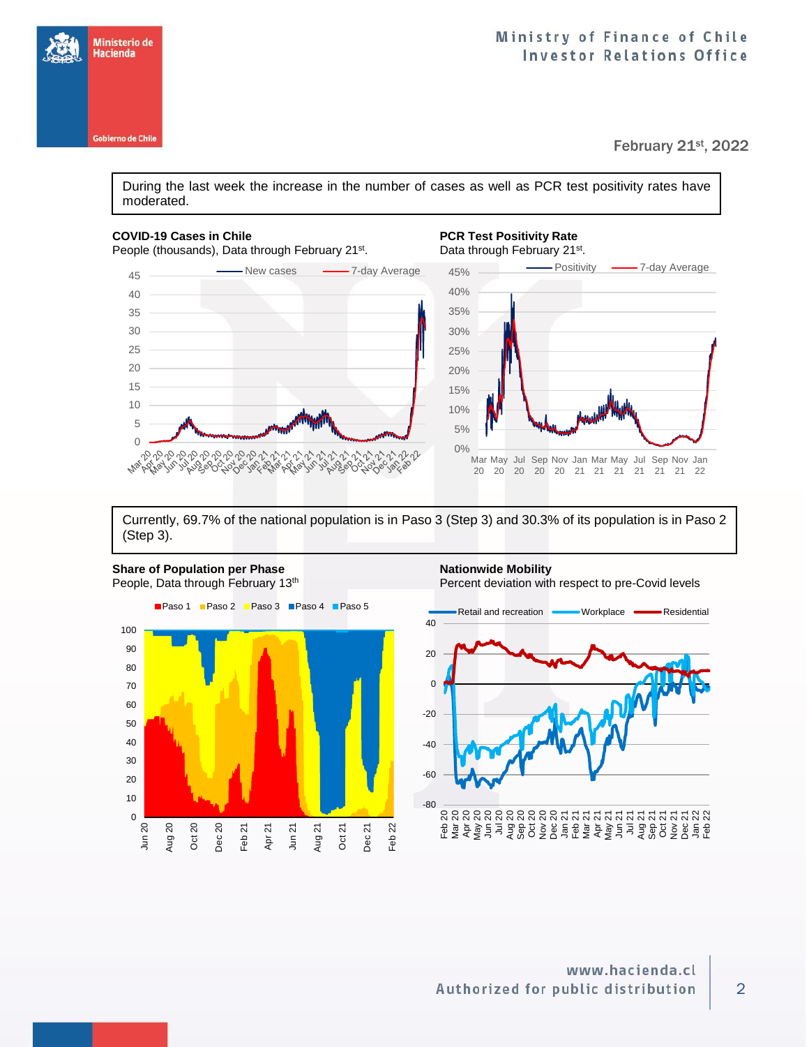February 21st, 2022

During the last week the increase in the number of cases as well as PCR test positivity rates have moderated.

**COVID-19 Cases in Chile**
People (thousands), Data through February 21st.

**PCR Test Positivity Rate**
Data through February 21st.

Currently, 69.7% of the national population is in Paso 3 (Step 3) and 30.3% of its population is in Paso 2 (Step 3).

**Share of Population per Phase**
People, Data through February 13th

**Nationwide Mobility**
Percent deviation with respect to pre-Covid levels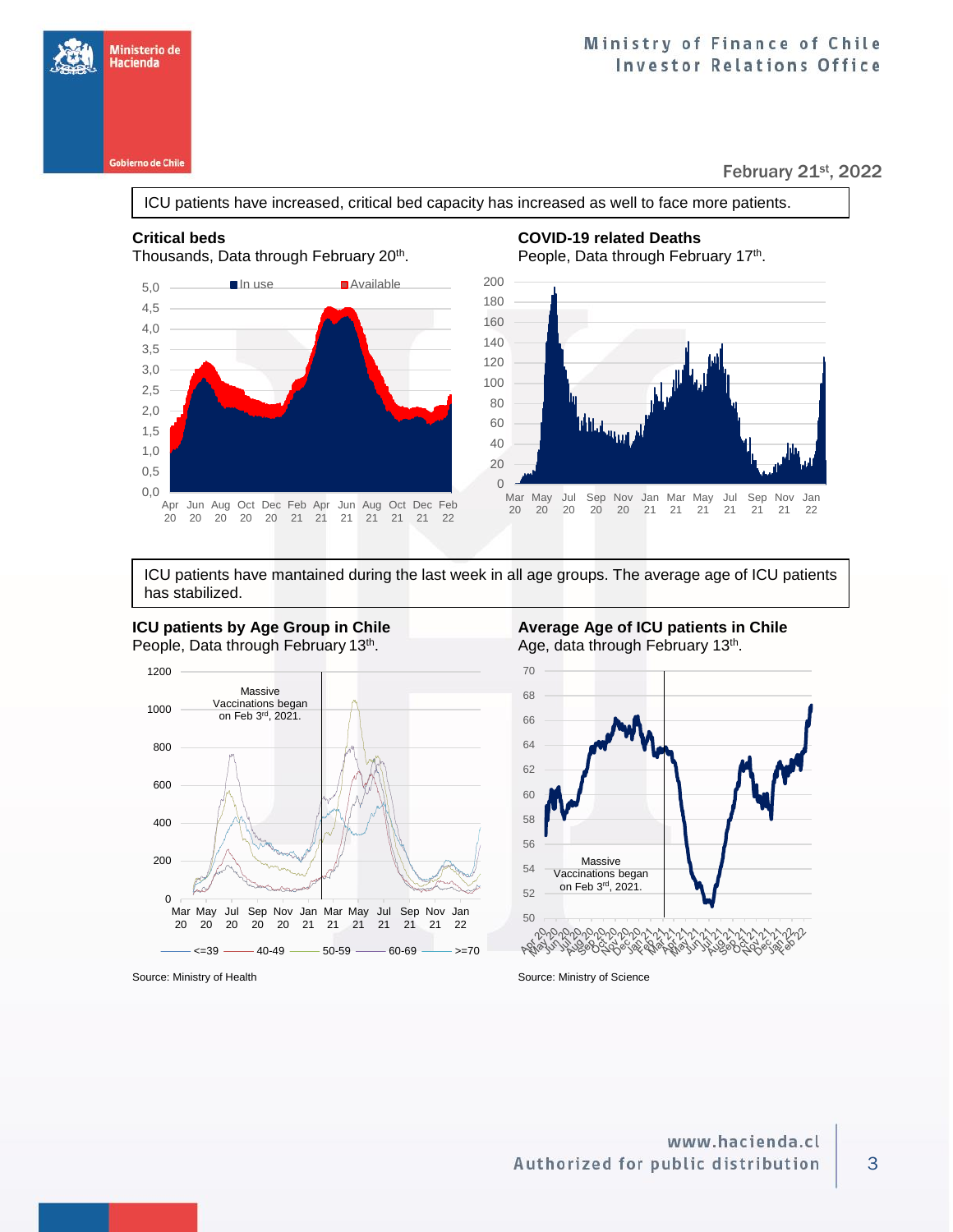Ministerio de Hacienda

Gobierno de Chile

Ministry of Finance of Chile
Investor Relations Office

February 21st, 2022

ICU patients have increased, critical bed capacity has increased as well to face more patients.

**Critical beds**
Thousands, Data through February 20th.

In use
Available

5,0
4,5
4,0
3,5
3,0
2,5
2,0
1,5
1,0
0,5
0,0

Apr 20 Jun 20 Aug 20 Oct 20 Dec 20 Feb 21 Apr 21 Jun 21 Aug 21 Oct 21 Dec 21 Feb 22

**COVID-19 related Deaths**
People, Data through February 17th.

200
180
160
140
120
100
80
60
40
20
0

Mar 20 May 20 Jul 20 Sep 20 Nov 20 Jan 21 Mar 21 May 21 Jul 21 Sep 21 Nov 21 Jan 22

ICU patients have mantained during the last week in all age groups. The average age of ICU patients has stabilized.

**ICU patients by Age Group in Chile**
People, Data through February 13th.

1200
1000
800
600
400
200
0

Massive Vaccinations began on Feb 3rd, 2021.

Mar 20 May 20 Jul 20 Sep 20 Nov 20 Jan 21 Mar 21 May 21 Jul 21 Sep 21 Nov 21 Jan 22

<=39 40-49 50-59 60-69 >=70

Source: Ministry of Health

**Average Age of ICU patients in Chile**
Age, data through February 13th.

70
68
66
64
62
60
58
56
54
52
50

Massive Vaccinations began on Feb 3rd, 2021.

Apr 20 May 20 Jun 20 Jul 20 Aug 20 Sep 20 Oct 20 Nov 20 Dec 20 Jan 21 Feb 21 Mar 21 Apr 21 May 21 Jun 21 Jul 21 Aug 21 Sep 21 Oct 21 Nov 21 Dec 21 Jan 22 Feb 22

Source: Ministry of Science

www.hacienda.cl
Authorized for public distribution